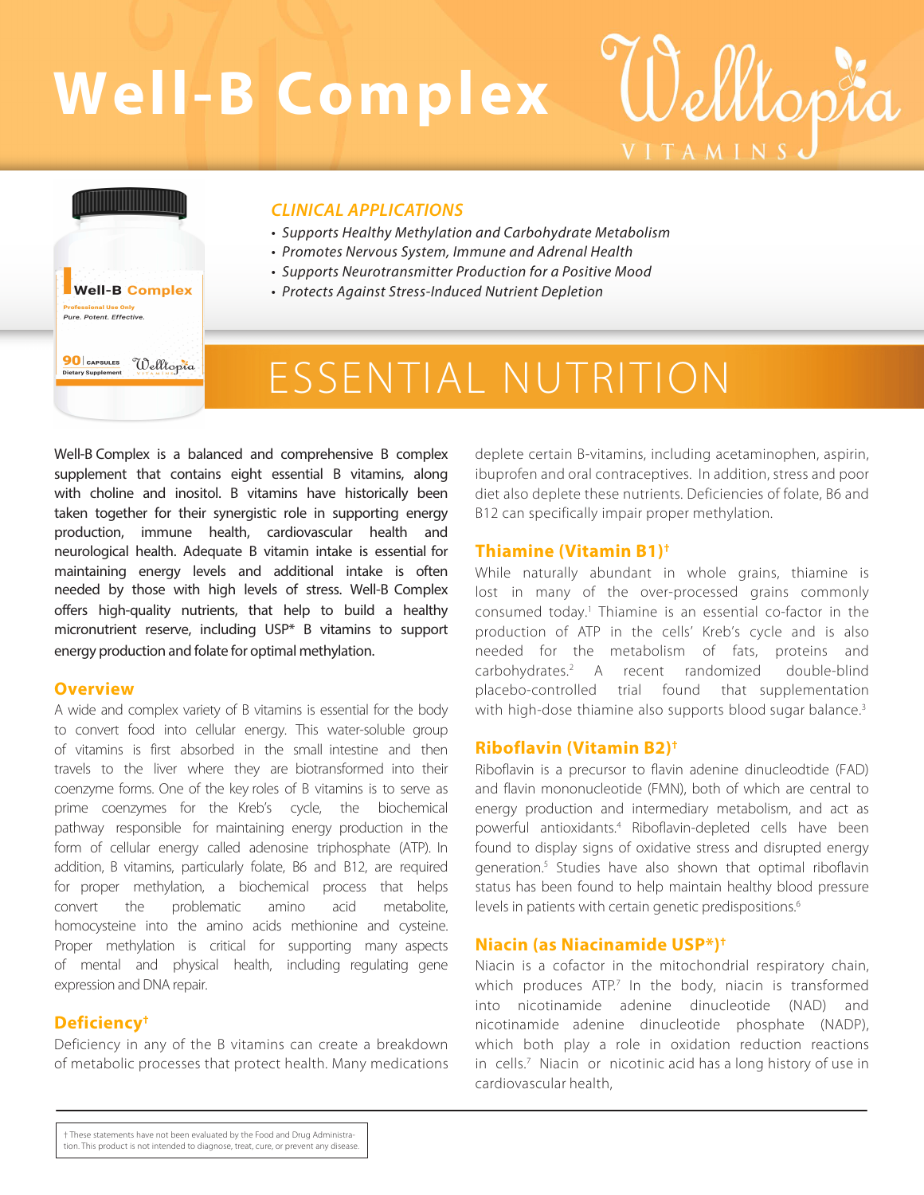# Well-B Complex

Welltopia VITAMINS

## *CLINICAL APPLICATIONS*

- *Supports Healthy Methylation and Carbohydrate Metabolism*
- *Promotes Nervous System, Immune and Adrenal Health*
- *Supports Neurotransmitter Production for a Positive Mood*
- *Protects Against Stress-Induced Nutrient Depletion*

## ESSENTIAL NUTRITION

Well-B Complex is a balanced and comprehensive B complex supplement that contains eight essential B vitamins, along with choline and inositol. B vitamins have historically been taken together for their synergistic role in supporting energy production, immune health, cardiovascular health and neurological health. Adequate B vitamin intake is essential for maintaining energy levels and additional intake is often needed by those with high levels of stress. Well-B Complex offers high-quality nutrients, that help to build a healthy micronutrient reserve, including USP* B vitamins to support energy production and folate for optimal methylation.

### Overview

A wide and complex variety of B vitamins is essential for the body to convert food into cellular energy. This water-soluble group of vitamins is first absorbed in the small intestine and then travels to the liver where they are biotransformed into their coenzyme forms. One of the key roles of B vitamins is to serve as prime coenzymes for the Kreb's cycle, the biochemical pathway responsible for maintaining energy production in the form of cellular energy called adenosine triphosphate (ATP). In addition, B vitamins, particularly folate, B6 and B12, are required for proper methylation, a biochemical process that helps convert the problematic amino acid metabolite, homocysteine into the amino acids methionine and cysteine. Proper methylation is critical for supporting many aspects of mental and physical health, including regulating gene expression and DNA repair.

### Deficiency†

Deficiency in any of the B vitamins can create a breakdown of metabolic processes that protect health. Many medications deplete certain B-vitamins, including acetaminophen, aspirin, ibuprofen and oral contraceptives. In addition, stress and poor diet also deplete these nutrients. Deficiencies of folate, B6 and B12 can specifically impair proper methylation.

### Thiamine (Vitamin B1)†

While naturally abundant in whole grains, thiamine is lost in many of the over-processed grains commonly consumed today.[1] Thiamine is an essential co-factor in the production of ATP in the cells' Kreb's cycle and is also needed for the metabolism of fats, proteins and carbohydrates.[2] A recent randomized double-blind placebo-controlled trial found that supplementation with high-dose thiamine also supports blood sugar balance.[3]

### Riboflavin (Vitamin B2)†

Riboflavin is a precursor to flavin adenine dinucleodtide (FAD) and flavin mononucleotide (FMN), both of which are central to energy production and intermediary metabolism, and act as powerful antioxidants.[4] Riboflavin-depleted cells have been found to display signs of oxidative stress and disrupted energy generation.[5] Studies have also shown that optimal riboflavin status has been found to help maintain healthy blood pressure levels in patients with certain genetic predispositions.[6]

### Niacin (as Niacinamide USP*)†

Niacin is a cofactor in the mitochondrial respiratory chain, which produces ATP.[7] In the body, niacin is transformed into nicotinamide adenine dinucleotide (NAD) and nicotinamide adenine dinucleotide phosphate (NADP), which both play a role in oxidation reduction reactions in cells.[7] Niacin or nicotinic acid has a long history of use in cardiovascular health,

† These statements have not been evaluated by the Food and Drug Administration. This product is not intended to diagnose, treat, cure, or prevent any disease.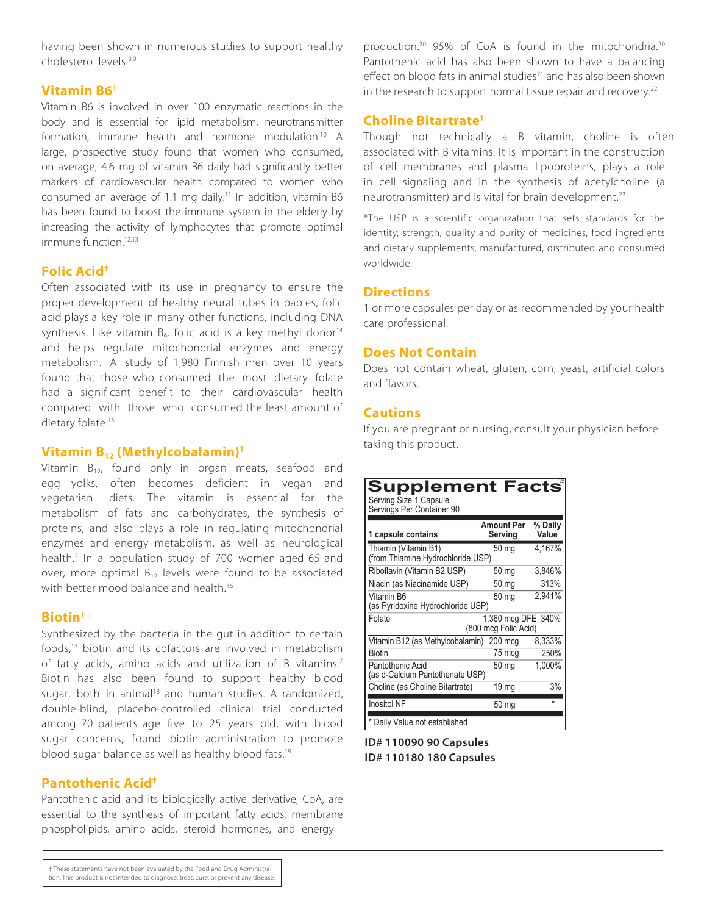having been shown in numerous studies to support healthy cholesterol levels.[8,9]

### Vitamin B6†

Vitamin B6 is involved in over 100 enzymatic reactions in the body and is essential for lipid metabolism, neurotransmitter formation, immune health and hormone modulation.[10] A large, prospective study found that women who consumed, on average, 4.6 mg of vitamin B6 daily had significantly better markers of cardiovascular health compared to women who consumed an average of 1.1 mg daily.[11] In addition, vitamin B6 has been found to boost the immune system in the elderly by increasing the activity of lymphocytes that promote optimal immune function.[12,13]

### Folic Acid†

Often associated with its use in pregnancy to ensure the proper development of healthy neural tubes in babies, folic acid plays a key role in many other functions, including DNA synthesis. Like vitamin $B_6$, folic acid is a key methyl donor[14] and helps regulate mitochondrial enzymes and energy metabolism. A study of 1,980 Finnish men over 10 years found that those who consumed the most dietary folate had a significant benefit to their cardiovascular health compared with those who consumed the least amount of dietary folate.[15]

### Vitamin $B_{12}$ (Methylcobalamin)†

Vitamin $B_{12}$, found only in organ meats, seafood and egg yolks, often becomes deficient in vegan and vegetarian diets. The vitamin is essential for the metabolism of fats and carbohydrates, the synthesis of proteins, and also plays a role in regulating mitochondrial enzymes and energy metabolism, as well as neurological health.[7] In a population study of 700 women aged 65 and over, more optimal $B_{12}$ levels were found to be associated with better mood balance and health.[16]

### Biotin†

Synthesized by the bacteria in the gut in addition to certain foods,[17] biotin and its cofactors are involved in metabolism of fatty acids, amino acids and utilization of B vitamins.[7] Biotin has also been found to support healthy blood sugar, both in animal[18] and human studies. A randomized, double-blind, placebo-controlled clinical trial conducted among 70 patients age five to 25 years old, with blood sugar concerns, found biotin administration to promote blood sugar balance as well as healthy blood fats.[19]

### Pantothenic Acid†

Pantothenic acid and its biologically active derivative, CoA, are essential to the synthesis of important fatty acids, membrane phospholipids, amino acids, steroid hormones, and energy production.[20] 95% of CoA is found in the mitochondria.[20] Pantothenic acid has also been shown to have a balancing effect on blood fats in animal studies[21] and has also been shown in the research to support normal tissue repair and recovery.[22]

### Choline Bitartrate†

Though not technically a B vitamin, choline is often associated with B vitamins. It is important in the construction of cell membranes and plasma lipoproteins, plays a role in cell signaling and in the synthesis of acetylcholine (a neurotransmitter) and is vital for brain development.[23]

*The USP is a scientific organization that sets standards for the identity, strength, quality and purity of medicines, food ingredients and dietary supplements, manufactured, distributed and consumed worldwide.

### Directions

1 or more capsules per day or as recommended by your health care professional.

### Does Not Contain

Does not contain wheat, gluten, corn, yeast, artificial colors and flavors.

### Cautions

If you are pregnant or nursing, consult your physician before taking this product.

**Supplement Facts**
Serving Size 1 Capsule
Servings Per Container 90

| 1 capsule contains | Amount Per Serving | % Daily Value |
|---|---|---|
| Thiamin (Vitamin B1) (from Thiamine Hydrochloride USP) | 50 mg | 4,167% |
| Riboflavin (Vitamin B2 USP) | 50 mg | 3,846% |
| Niacin (as Niacinamide USP) | 50 mg | 313% |
| Vitamin B6 (as Pyridoxine Hydrochloride USP) | 50 mg | 2,941% |
| Folate | 1,360 mcg DFE (800 mcg Folic Acid) | 340% |
| Vitamin B12 (as Methylcobalamin) | 200 mcg | 8,333% |
| Biotin | 75 mcg | 250% |
| Pantothenic Acid (as d-Calcium Pantothenate USP) | 50 mg | 1,000% |
| Choline (as Choline Bitartrate) | 19 mg | 3% |
| Inositol NF | 50 mg | * |

* Daily Value not established

**ID# 110090 90 Capsules**
**ID# 110180 180 Capsules**

† These statements have not been evaluated by the Food and Drug Administration. This product is not intended to diagnose, treat, cure, or prevent any disease.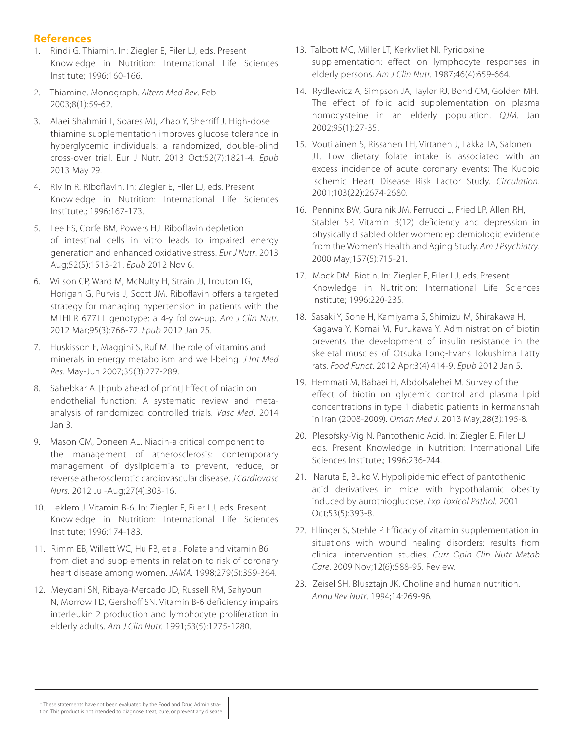## References

1. Rindi G. Thiamin. In: Ziegler E, Filer LJ, eds. Present Knowledge in Nutrition: International Life Sciences Institute; 1996:160-166.
2. Thiamine. Monograph. *Altern Med Rev*. Feb 2003;8(1):59-62.
3. Alaei Shahmiri F, Soares MJ, Zhao Y, Sherriff J. High-dose thiamine supplementation improves glucose tolerance in hyperglycemic individuals: a randomized, double-blind cross-over trial. Eur J Nutr. 2013 Oct;52(7):1821-4. *Epub* 2013 May 29.
4. Rivlin R. Riboflavin. In: Ziegler E, Filer LJ, eds. Present Knowledge in Nutrition: International Life Sciences Institute.; 1996:167-173.
5. Lee ES, Corfe BM, Powers HJ. Riboflavin depletion of intestinal cells in vitro leads to impaired energy generation and enhanced oxidative stress. *Eur J Nutr*. 2013 Aug;52(5):1513-21. *Epub* 2012 Nov 6.
6. Wilson CP, Ward M, McNulty H, Strain JJ, Trouton TG, Horigan G, Purvis J, Scott JM. Riboflavin offers a targeted strategy for managing hypertension in patients with the MTHFR 677TT genotype: a 4-y follow-up. *Am J Clin Nutr.* 2012 Mar;95(3):766-72. *Epub* 2012 Jan 25.
7. Huskisson E, Maggini S, Ruf M. The role of vitamins and minerals in energy metabolism and well-being. *J Int Med Res*. May-Jun 2007;35(3):277-289.
8. Sahebkar A. [Epub ahead of print] Effect of niacin on endothelial function: A systematic review and meta-analysis of randomized controlled trials. *Vasc Med*. 2014 Jan 3.
9. Mason CM, Doneen AL. Niacin-a critical component to the management of atherosclerosis: contemporary management of dyslipidemia to prevent, reduce, or reverse atherosclerotic cardiovascular disease. *J Cardiovasc Nurs.* 2012 Jul-Aug;27(4):303-16.
10. Leklem J. Vitamin B-6. In: Ziegler E, Filer LJ, eds. Present Knowledge in Nutrition: International Life Sciences Institute; 1996:174-183.
11. Rimm EB, Willett WC, Hu FB, et al. Folate and vitamin B6 from diet and supplements in relation to risk of coronary heart disease among women. *JAMA.* 1998;279(5):359-364.
12. Meydani SN, Ribaya-Mercado JD, Russell RM, Sahyoun N, Morrow FD, Gershoff SN. Vitamin B-6 deficiency impairs interleukin 2 production and lymphocyte proliferation in elderly adults. *Am J Clin Nutr.* 1991;53(5):1275-1280.
13. Talbott MC, Miller LT, Kerkvliet NI. Pyridoxine supplementation: effect on lymphocyte responses in elderly persons. *Am J Clin Nutr*. 1987;46(4):659-664.
14. Rydlewicz A, Simpson JA, Taylor RJ, Bond CM, Golden MH. The effect of folic acid supplementation on plasma homocysteine in an elderly population. *QJM*. Jan 2002;95(1):27-35.
15. Voutilainen S, Rissanen TH, Virtanen J, Lakka TA, Salonen JT. Low dietary folate intake is associated with an excess incidence of acute coronary events: The Kuopio Ischemic Heart Disease Risk Factor Study. *Circulation*. 2001;103(22):2674-2680.
16. Penninx BW, Guralnik JM, Ferrucci L, Fried LP, Allen RH, Stabler SP. Vitamin B(12) deficiency and depression in physically disabled older women: epidemiologic evidence from the Women's Health and Aging Study. *Am J Psychiatry*. 2000 May;157(5):715-21.
17. Mock DM. Biotin. In: Ziegler E, Filer LJ, eds. Present Knowledge in Nutrition: International Life Sciences Institute; 1996:220-235.
18. Sasaki Y, Sone H, Kamiyama S, Shimizu M, Shirakawa H, Kagawa Y, Komai M, Furukawa Y. Administration of biotin prevents the development of insulin resistance in the skeletal muscles of Otsuka Long-Evans Tokushima Fatty rats. *Food Funct*. 2012 Apr;3(4):414-9. *Epub* 2012 Jan 5.
19. Hemmati M, Babaei H, Abdolsalehei M. Survey of the effect of biotin on glycemic control and plasma lipid concentrations in type 1 diabetic patients in kermanshah in iran (2008-2009). *Oman Med J.* 2013 May;28(3):195-8.
20. Plesofsky-Vig N. Pantothenic Acid. In: Ziegler E, Filer LJ, eds. Present Knowledge in Nutrition: International Life Sciences Institute.; 1996:236-244.
21. Naruta E, Buko V. Hypolipidemic effect of pantothenic acid derivatives in mice with hypothalamic obesity induced by aurothioglucose. *Exp Toxicol Pathol.* 2001 Oct;53(5):393-8.
22. Ellinger S, Stehle P. Efficacy of vitamin supplementation in situations with wound healing disorders: results from clinical intervention studies. *Curr Opin Clin Nutr Metab Care*. 2009 Nov;12(6):588-95. Review.
23. Zeisel SH, Blusztajn JK. Choline and human nutrition. *Annu Rev Nutr*. 1994;14:269-96.

† These statements have not been evaluated by the Food and Drug Administration. This product is not intended to diagnose, treat, cure, or prevent any disease.